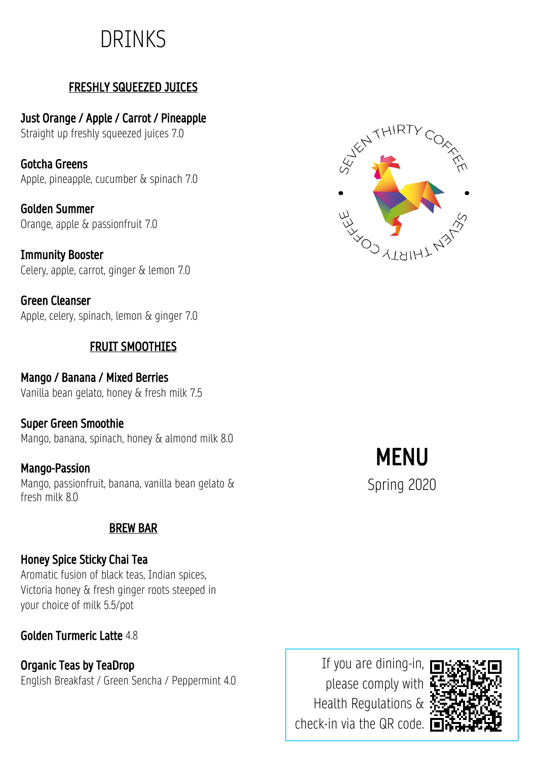# DRINKS

## FRESHLY SQUEEZED JUICES

**Just Orange / Apple / Carrot / Pineapple**
Straight up freshly squeezed juices 7.0

**Gotcha Greens**
Apple, pineapple, cucumber & spinach 7.0

**Golden Summer**
Orange, apple & passionfruit 7.0

**Immunity Booster**
Celery, apple, carrot, ginger & lemon 7.0

**Green Cleanser**
Apple, celery, spinach, lemon & ginger 7.0

## FRUIT SMOOTHIES

**Mango / Banana / Mixed Berries**
Vanilla bean gelato, honey & fresh milk 7.5

**Super Green Smoothie**
Mango, banana, spinach, honey & almond milk 8.0

**Mango-Passion**
Mango, passionfruit, banana, vanilla bean gelato & fresh milk 8.0

## BREW BAR

**Honey Spice Sticky Chai Tea**
Aromatic fusion of black teas, Indian spices, Victoria honey & fresh ginger roots steeped in your choice of milk 5.5/pot

**Golden Turmeric Latte** 4.8

**Organic Teas by TeaDrop**
English Breakfast / Green Sencha / Peppermint 4.0

SEVEN THIRTY COFFEE

# MENU

Spring 2020

If you are dining-in, please comply with Health Regulations & check-in via the QR code.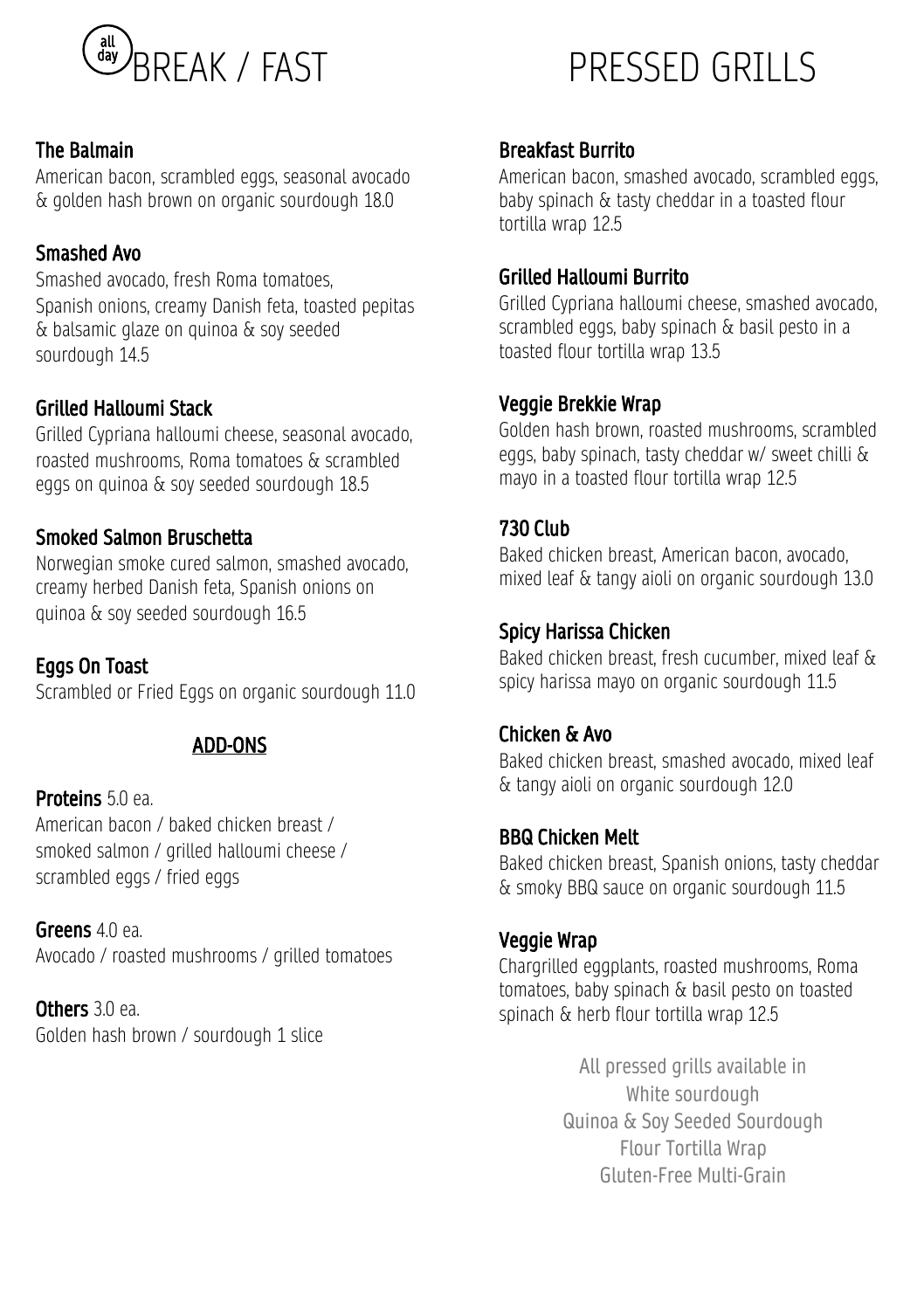# all day BREAK / FAST

### The Balmain

American bacon, scrambled eggs, seasonal avocado & golden hash brown on organic sourdough 18.0

### Smashed Avo

Smashed avocado, fresh Roma tomatoes, Spanish onions, creamy Danish feta, toasted pepitas & balsamic glaze on quinoa & soy seeded sourdough 14.5

### Grilled Halloumi Stack

Grilled Cypriana halloumi cheese, seasonal avocado, roasted mushrooms, Roma tomatoes & scrambled eggs on quinoa & soy seeded sourdough 18.5

### Smoked Salmon Bruschetta

Norwegian smoke cured salmon, smashed avocado, creamy herbed Danish feta, Spanish onions on quinoa & soy seeded sourdough 16.5

### Eggs On Toast

Scrambled or Fried Eggs on organic sourdough 11.0

## ADD-ONS

**Proteins** 5.0 ea.
American bacon / baked chicken breast / smoked salmon / grilled halloumi cheese / scrambled eggs / fried eggs

**Greens** 4.0 ea.
Avocado / roasted mushrooms / grilled tomatoes

**Others** 3.0 ea.
Golden hash brown / sourdough 1 slice

# PRESSED GRILLS

### Breakfast Burrito

American bacon, smashed avocado, scrambled eggs, baby spinach & tasty cheddar in a toasted flour tortilla wrap 12.5

### Grilled Halloumi Burrito

Grilled Cypriana halloumi cheese, smashed avocado, scrambled eggs, baby spinach & basil pesto in a toasted flour tortilla wrap 13.5

### Veggie Brekkie Wrap

Golden hash brown, roasted mushrooms, scrambled eggs, baby spinach, tasty cheddar w/ sweet chilli & mayo in a toasted flour tortilla wrap 12.5

### 730 Club

Baked chicken breast, American bacon, avocado, mixed leaf & tangy aioli on organic sourdough 13.0

### Spicy Harissa Chicken

Baked chicken breast, fresh cucumber, mixed leaf & spicy harissa mayo on organic sourdough 11.5

### Chicken & Avo

Baked chicken breast, smashed avocado, mixed leaf & tangy aioli on organic sourdough 12.0

### BBQ Chicken Melt

Baked chicken breast, Spanish onions, tasty cheddar & smoky BBQ sauce on organic sourdough 11.5

### Veggie Wrap

Chargrilled eggplants, roasted mushrooms, Roma tomatoes, baby spinach & basil pesto on toasted spinach & herb flour tortilla wrap 12.5

All pressed grills available in
White sourdough
Quinoa & Soy Seeded Sourdough
Flour Tortilla Wrap
Gluten-Free Multi-Grain